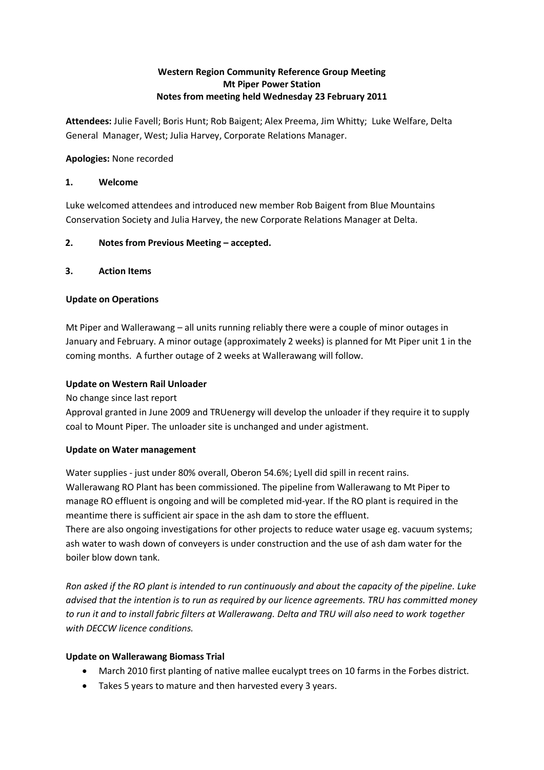**Western Region Community Reference Group Meeting**
**Mt Piper Power Station**
**Notes from meeting held Wednesday 23 February 2011**

**Attendees:** Julie Favell; Boris Hunt; Rob Baigent; Alex Preema, Jim Whitty; Luke Welfare, Delta General Manager, West; Julia Harvey, Corporate Relations Manager.

**Apologies:** None recorded

## 1. Welcome

Luke welcomed attendees and introduced new member Rob Baigent from Blue Mountains Conservation Society and Julia Harvey, the new Corporate Relations Manager at Delta.

## 2. Notes from Previous Meeting – accepted.

## 3. Action Items

**Update on Operations**

Mt Piper and Wallerawang – all units running reliably there were a couple of minor outages in January and February. A minor outage (approximately 2 weeks) is planned for Mt Piper unit 1 in the coming months. A further outage of 2 weeks at Wallerawang will follow.

**Update on Western Rail Unloader**

No change since last report
Approval granted in June 2009 and TRUenergy will develop the unloader if they require it to supply coal to Mount Piper. The unloader site is unchanged and under agistment.

**Update on Water management**

Water supplies - just under 80% overall, Oberon 54.6%; Lyell did spill in recent rains.
Wallerawang RO Plant has been commissioned. The pipeline from Wallerawang to Mt Piper to manage RO effluent is ongoing and will be completed mid-year. If the RO plant is required in the meantime there is sufficient air space in the ash dam to store the effluent.
There are also ongoing investigations for other projects to reduce water usage eg. vacuum systems; ash water to wash down of conveyers is under construction and the use of ash dam water for the boiler blow down tank.

*Ron asked if the RO plant is intended to run continuously and about the capacity of the pipeline. Luke advised that the intention is to run as required by our licence agreements. TRU has committed money to run it and to install fabric filters at Wallerawang. Delta and TRU will also need to work together with DECCW licence conditions.*

**Update on Wallerawang Biomass Trial**

- March 2010 first planting of native mallee eucalypt trees on 10 farms in the Forbes district.
- Takes 5 years to mature and then harvested every 3 years.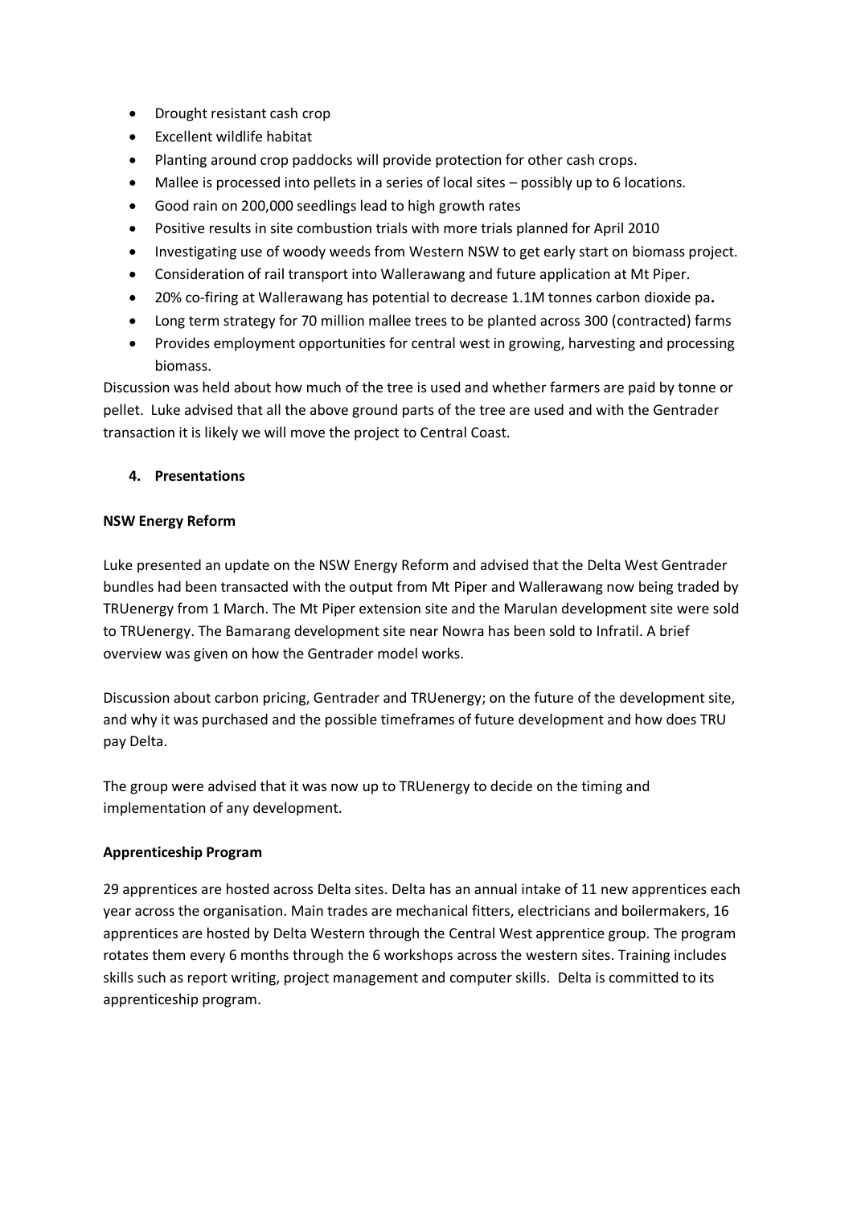- Drought resistant cash crop
- Excellent wildlife habitat
- Planting around crop paddocks will provide protection for other cash crops.
- Mallee is processed into pellets in a series of local sites – possibly up to 6 locations.
- Good rain on 200,000 seedlings lead to high growth rates
- Positive results in site combustion trials with more trials planned for April 2010
- Investigating use of woody weeds from Western NSW to get early start on biomass project.
- Consideration of rail transport into Wallerawang and future application at Mt Piper.
- 20% co-firing at Wallerawang has potential to decrease 1.1M tonnes carbon dioxide pa**.**
- Long term strategy for 70 million mallee trees to be planted across 300 (contracted) farms
- Provides employment opportunities for central west in growing, harvesting and processing biomass.

Discussion was held about how much of the tree is used and whether farmers are paid by tonne or pellet. Luke advised that all the above ground parts of the tree are used and with the Gentrader transaction it is likely we will move the project to Central Coast.

**4. Presentations**

**NSW Energy Reform**

Luke presented an update on the NSW Energy Reform and advised that the Delta West Gentrader bundles had been transacted with the output from Mt Piper and Wallerawang now being traded by TRUenergy from 1 March. The Mt Piper extension site and the Marulan development site were sold to TRUenergy. The Bamarang development site near Nowra has been sold to Infratil. A brief overview was given on how the Gentrader model works.

Discussion about carbon pricing, Gentrader and TRUenergy; on the future of the development site, and why it was purchased and the possible timeframes of future development and how does TRU pay Delta.

The group were advised that it was now up to TRUenergy to decide on the timing and implementation of any development.

**Apprenticeship Program**

29 apprentices are hosted across Delta sites. Delta has an annual intake of 11 new apprentices each year across the organisation. Main trades are mechanical fitters, electricians and boilermakers, 16 apprentices are hosted by Delta Western through the Central West apprentice group. The program rotates them every 6 months through the 6 workshops across the western sites. Training includes skills such as report writing, project management and computer skills. Delta is committed to its apprenticeship program.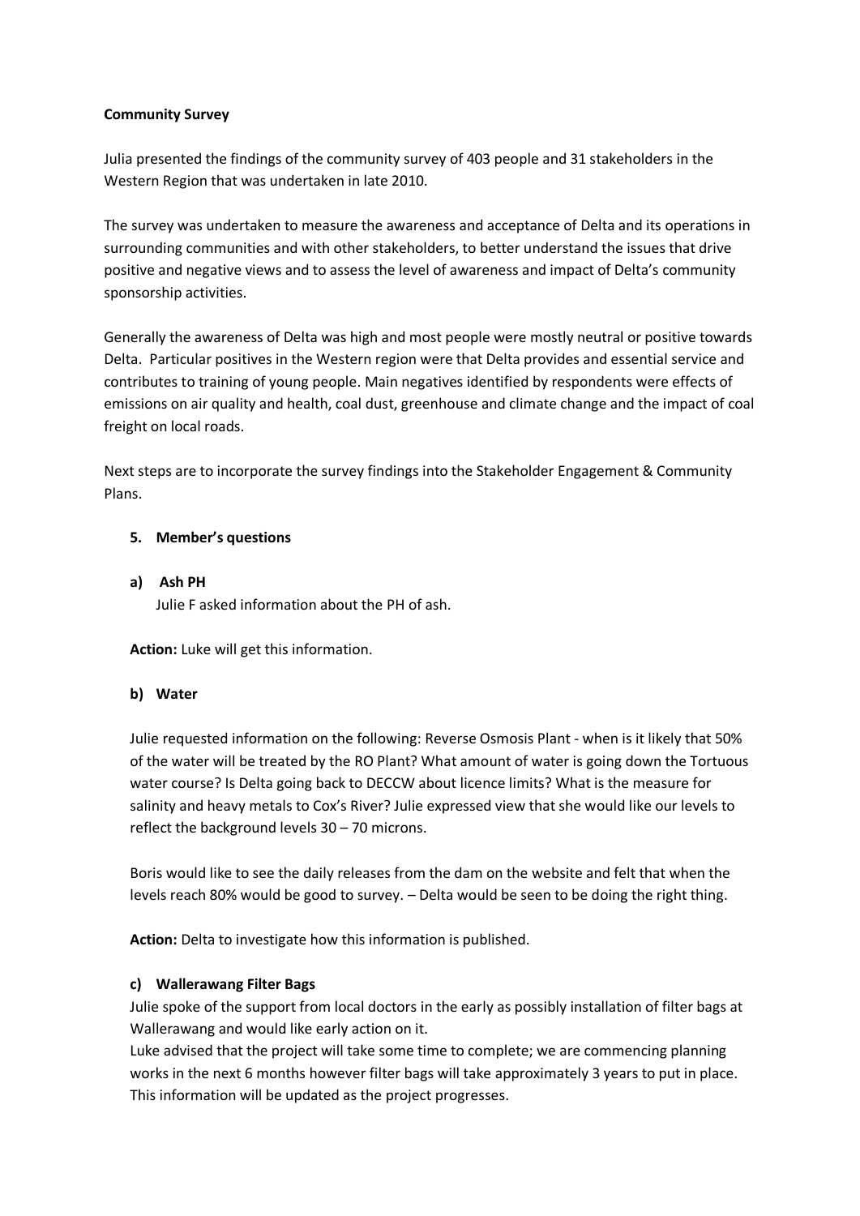**Community Survey**

Julia presented the findings of the community survey of 403 people and 31 stakeholders in the Western Region that was undertaken in late 2010.

The survey was undertaken to measure the awareness and acceptance of Delta and its operations in surrounding communities and with other stakeholders, to better understand the issues that drive positive and negative views and to assess the level of awareness and impact of Delta's community sponsorship activities.

Generally the awareness of Delta was high and most people were mostly neutral or positive towards Delta. Particular positives in the Western region were that Delta provides and essential service and contributes to training of young people. Main negatives identified by respondents were effects of emissions on air quality and health, coal dust, greenhouse and climate change and the impact of coal freight on local roads.

Next steps are to incorporate the survey findings into the Stakeholder Engagement & Community Plans.

**5. Member's questions**

**a) Ash PH**

Julie F asked information about the PH of ash.

**Action:** Luke will get this information.

**b) Water**

Julie requested information on the following: Reverse Osmosis Plant - when is it likely that 50% of the water will be treated by the RO Plant? What amount of water is going down the Tortuous water course? Is Delta going back to DECCW about licence limits? What is the measure for salinity and heavy metals to Cox's River? Julie expressed view that she would like our levels to reflect the background levels 30 – 70 microns.

Boris would like to see the daily releases from the dam on the website and felt that when the levels reach 80% would be good to survey. – Delta would be seen to be doing the right thing.

**Action:** Delta to investigate how this information is published.

**c) Wallerawang Filter Bags**

Julie spoke of the support from local doctors in the early as possibly installation of filter bags at Wallerawang and would like early action on it.

Luke advised that the project will take some time to complete; we are commencing planning works in the next 6 months however filter bags will take approximately 3 years to put in place. This information will be updated as the project progresses.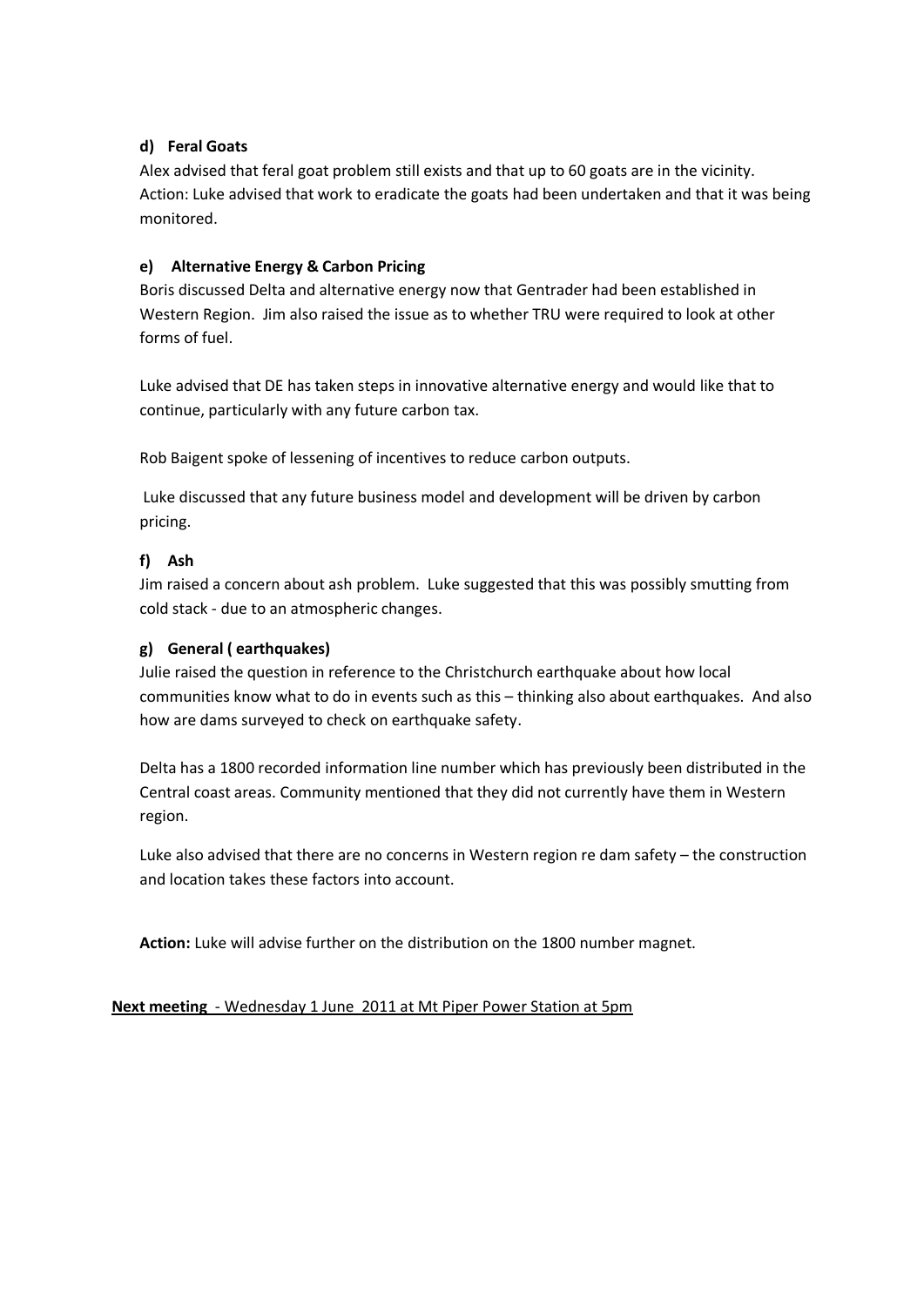#### d) Feral Goats

Alex advised that feral goat problem still exists and that up to 60 goats are in the vicinity. Action: Luke advised that work to eradicate the goats had been undertaken and that it was being monitored.

#### e) Alternative Energy & Carbon Pricing

Boris discussed Delta and alternative energy now that Gentrader had been established in Western Region. Jim also raised the issue as to whether TRU were required to look at other forms of fuel.

Luke advised that DE has taken steps in innovative alternative energy and would like that to continue, particularly with any future carbon tax.

Rob Baigent spoke of lessening of incentives to reduce carbon outputs.

Luke discussed that any future business model and development will be driven by carbon pricing.

#### f) Ash

Jim raised a concern about ash problem. Luke suggested that this was possibly smutting from cold stack - due to an atmospheric changes.

#### g) General ( earthquakes)

Julie raised the question in reference to the Christchurch earthquake about how local communities know what to do in events such as this – thinking also about earthquakes. And also how are dams surveyed to check on earthquake safety.

Delta has a 1800 recorded information line number which has previously been distributed in the Central coast areas. Community mentioned that they did not currently have them in Western region.

Luke also advised that there are no concerns in Western region re dam safety – the construction and location takes these factors into account.

**Action:** Luke will advise further on the distribution on the 1800 number magnet.

**Next meeting** - Wednesday 1 June 2011 at Mt Piper Power Station at 5pm